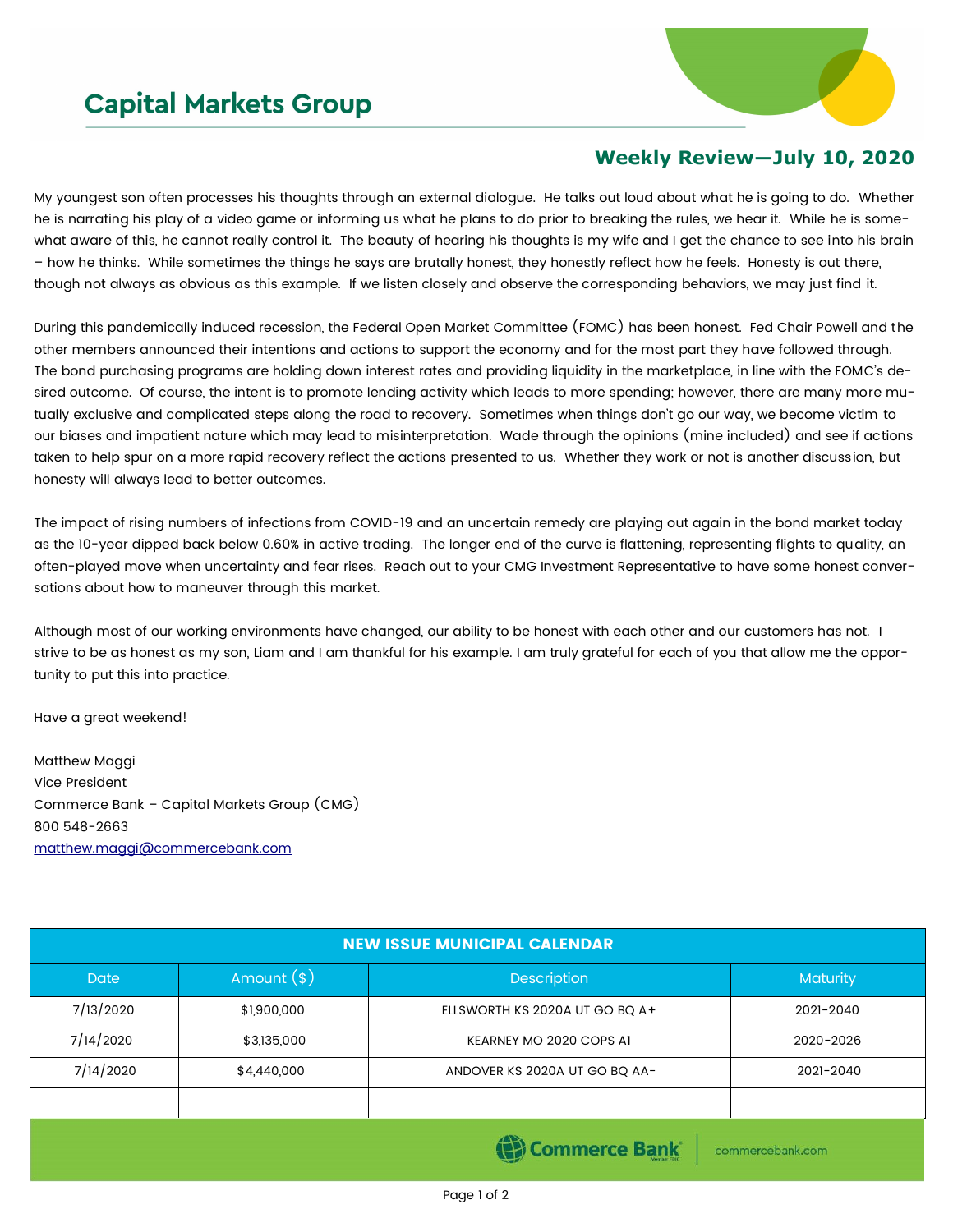# Capital Markets Group

## Weekly Review—July 10, 2020

My youngest son often processes his thoughts through an external dialogue. He talks out loud about what he is going to do. Whether he is narrating his play of a video game or informing us what he plans to do prior to breaking the rules, we hear it. While he is somewhat aware of this, he cannot really control it. The beauty of hearing his thoughts is my wife and I get the chance to see into his brain – how he thinks. While sometimes the things he says are brutally honest, they honestly reflect how he feels. Honesty is out there, though not always as obvious as this example. If we listen closely and observe the corresponding behaviors, we may just find it.

During this pandemically induced recession, the Federal Open Market Committee (FOMC) has been honest. Fed Chair Powell and the other members announced their intentions and actions to support the economy and for the most part they have followed through. The bond purchasing programs are holding down interest rates and providing liquidity in the marketplace, in line with the FOMC's desired outcome. Of course, the intent is to promote lending activity which leads to more spending; however, there are many more mutually exclusive and complicated steps along the road to recovery. Sometimes when things don't go our way, we become victim to our biases and impatient nature which may lead to misinterpretation. Wade through the opinions (mine included) and see if actions taken to help spur on a more rapid recovery reflect the actions presented to us. Whether they work or not is another discussion, but honesty will always lead to better outcomes.

The impact of rising numbers of infections from COVID-19 and an uncertain remedy are playing out again in the bond market today as the 10-year dipped back below 0.60% in active trading. The longer end of the curve is flattening, representing flights to quality, an often-played move when uncertainty and fear rises. Reach out to your CMG Investment Representative to have some honest conversations about how to maneuver through this market.

Although most of our working environments have changed, our ability to be honest with each other and our customers has not. I strive to be as honest as my son, Liam and I am thankful for his example. I am truly grateful for each of you that allow me the opportunity to put this into practice.

Have a great weekend!

Matthew Maggi
Vice President
Commerce Bank – Capital Markets Group (CMG)
800 548-2663
matthew.maggi@commercebank.com

| NEW ISSUE MUNICIPAL CALENDAR | | | |
|---|---|---|---|
| Date | Amount ($) | Description | Maturity |
| 7/13/2020 | $1,900,000 | ELLSWORTH KS 2020A UT GO BQ A+ | 2021-2040 |
| 7/14/2020 | $3,135,000 | KEARNEY MO 2020 COPS A1 | 2020-2026 |
| 7/14/2020 | $4,440,000 | ANDOVER KS 2020A UT GO BQ AA- | 2021-2040 |
| | | | |

Commerce Bank | commercebank.com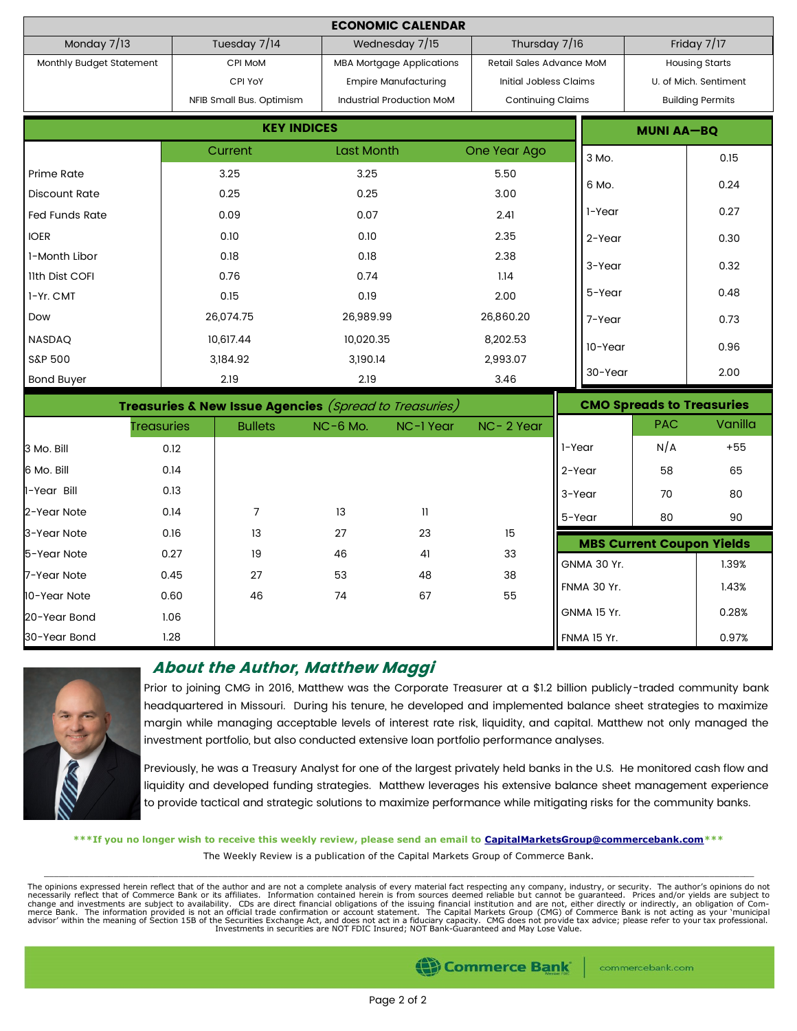## ECONOMIC CALENDAR

| Monday 7/13 | Tuesday 7/14 | Wednesday 7/15 | Thursday 7/16 | Friday 7/17 |
|---|---|---|---|---|
| Monthly Budget Statement | CPI MoM | MBA Mortgage Applications | Retail Sales Advance MoM | Housing Starts |
| | CPI YoY | Empire Manufacturing | Initial Jobless Claims | U. of Mich. Sentiment |
| | NFIB Small Bus. Optimism | Industrial Production MoM | Continuing Claims | Building Permits |

## KEY INDICES

| | Current | Last Month | One Year Ago |
|---|---|---|---|
| Prime Rate | 3.25 | 3.25 | 5.50 |
| Discount Rate | 0.25 | 0.25 | 3.00 |
| Fed Funds Rate | 0.09 | 0.07 | 2.41 |
| IOER | 0.10 | 0.10 | 2.35 |
| 1-Month Libor | 0.18 | 0.18 | 2.38 |
| 11th Dist COFI | 0.76 | 0.74 | 1.14 |
| 1-Yr. CMT | 0.15 | 0.19 | 2.00 |
| Dow | 26,074.75 | 26,989.99 | 26,860.20 |
| NASDAQ | 10,617.44 | 10,020.35 | 8,202.53 |
| S&P 500 | 3,184.92 | 3,190.14 | 2,993.07 |
| Bond Buyer | 2.19 | 2.19 | 3.46 |

## MUNI AA—BQ

| | |
|---|---|
| 3 Mo. | 0.15 |
| 6 Mo. | 0.24 |
| 1-Year | 0.27 |
| 2-Year | 0.30 |
| 3-Year | 0.32 |
| 5-Year | 0.48 |
| 7-Year | 0.73 |
| 10-Year | 0.96 |
| 30-Year | 2.00 |

## Treasuries & New Issue Agencies *(Spread to Treasuries)*

| | Treasuries | Bullets | NC-6 Mo. | NC-1 Year | NC- 2 Year |
|---|---|---|---|---|---|
| 3 Mo. Bill | 0.12 | | | | |
| 6 Mo. Bill | 0.14 | | | | |
| 1-Year Bill | 0.13 | | | | |
| 2-Year Note | 0.14 | 7 | 13 | 11 | |
| 3-Year Note | 0.16 | 13 | 27 | 23 | 15 |
| 5-Year Note | 0.27 | 19 | 46 | 41 | 33 |
| 7-Year Note | 0.45 | 27 | 53 | 48 | 38 |
| 10-Year Note | 0.60 | 46 | 74 | 67 | 55 |
| 20-Year Bond | 1.06 | | | | |
| 30-Year Bond | 1.28 | | | | |

## CMO Spreads to Treasuries

| | PAC | Vanilla |
|---|---|---|
| 1-Year | N/A | +55 |
| 2-Year | 58 | 65 |
| 3-Year | 70 | 80 |
| 5-Year | 80 | 90 |

## MBS Current Coupon Yields

| | |
|---|---|
| GNMA 30 Yr. | 1.39% |
| FNMA 30 Yr. | 1.43% |
| GNMA 15 Yr. | 0.28% |
| FNMA 15 Yr. | 0.97% |

## *About the Author, Matthew Maggi*

Prior to joining CMG in 2016, Matthew was the Corporate Treasurer at a $1.2 billion publicly-traded community bank headquartered in Missouri. During his tenure, he developed and implemented balance sheet strategies to maximize margin while managing acceptable levels of interest rate risk, liquidity, and capital. Matthew not only managed the investment portfolio, but also conducted extensive loan portfolio performance analyses.

Previously, he was a Treasury Analyst for one of the largest privately held banks in the U.S. He monitored cash flow and liquidity and developed funding strategies. Matthew leverages his extensive balance sheet management experience to provide tactical and strategic solutions to maximize performance while mitigating risks for the community banks.

**\*\*\*If you no longer wish to receive this weekly review, please send an email to CapitalMarketsGroup@commercebank.com\*\*\***

The Weekly Review is a publication of the Capital Markets Group of Commerce Bank.

The opinions expressed herein reflect that of the author and are not a complete analysis of every material fact respecting any company, industry, or security. The author's opinions do not necessarily reflect that of Commerce Bank or its affiliates. Information contained herein is from sources deemed reliable but cannot be guaranteed. Prices and/or yields are subject to change and investments are subject to availability. CDs are direct financial obligations of the issuing financial institution and are not, either directly or indirectly, an obligation of Commerce Bank. The information provided is not an official trade confirmation or account statement. The Capital Markets Group (CMG) of Commerce Bank is not acting as your 'municipal advisor' within the meaning of Section 15B of the Securities Exchange Act, and does not act in a fiduciary capacity. CMG does not provide tax advice; please refer to your tax professional. Investments in securities are NOT FDIC Insured; NOT Bank-Guaranteed and May Lose Value.

Commerce Bank | commercebank.com